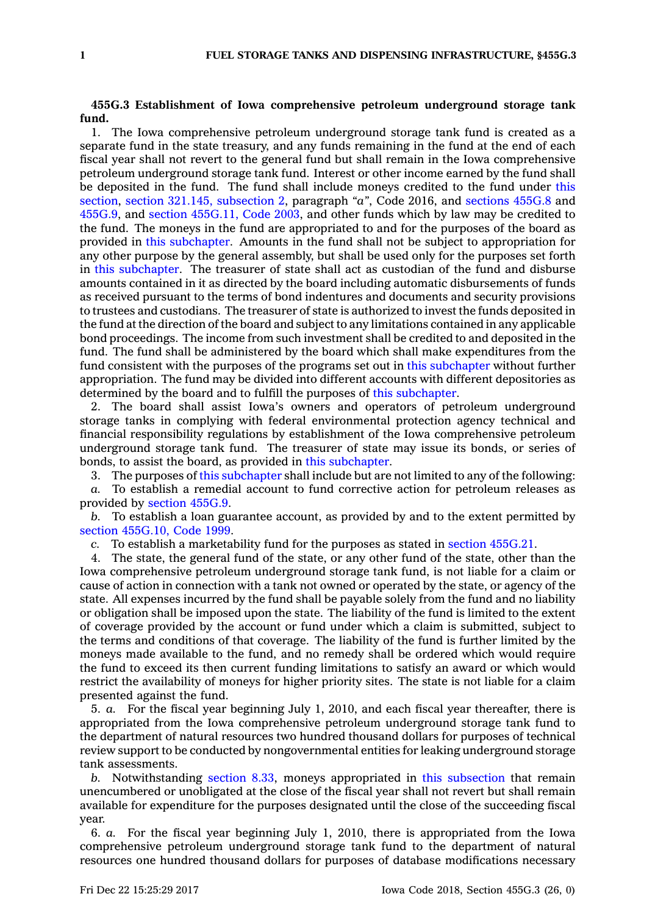**455G.3 Establishment of Iowa comprehensive petroleum underground storage tank fund.**

1. The Iowa comprehensive petroleum underground storage tank fund is created as a separate fund in the state treasury, and any funds remaining in the fund at the end of each fiscal year shall not revert to the general fund but shall remain in the Iowa comprehensive petroleum underground storage tank fund. Interest or other income earned by the fund shall be deposited in the fund. The fund shall include moneys credited to the fund under this section, section 321.145, subsection 2, paragraph *"a"*, Code 2016, and sections 455G.8 and 455G.9, and section 455G.11, Code 2003, and other funds which by law may be credited to the fund. The moneys in the fund are appropriated to and for the purposes of the board as provided in this subchapter. Amounts in the fund shall not be subject to appropriation for any other purpose by the general assembly, but shall be used only for the purposes set forth in this subchapter. The treasurer of state shall act as custodian of the fund and disburse amounts contained in it as directed by the board including automatic disbursements of funds as received pursuant to the terms of bond indentures and documents and security provisions to trustees and custodians. The treasurer of state is authorized to invest the funds deposited in the fund at the direction of the board and subject to any limitations contained in any applicable bond proceedings. The income from such investment shall be credited to and deposited in the fund. The fund shall be administered by the board which shall make expenditures from the fund consistent with the purposes of the programs set out in this subchapter without further appropriation. The fund may be divided into different accounts with different depositories as determined by the board and to fulfill the purposes of this subchapter.

2. The board shall assist Iowa's owners and operators of petroleum underground storage tanks in complying with federal environmental protection agency technical and financial responsibility regulations by establishment of the Iowa comprehensive petroleum underground storage tank fund. The treasurer of state may issue its bonds, or series of bonds, to assist the board, as provided in this subchapter.

3. The purposes of this subchapter shall include but are not limited to any of the following:

*a.* To establish a remedial account to fund corrective action for petroleum releases as provided by section 455G.9.

*b.* To establish a loan guarantee account, as provided by and to the extent permitted by section 455G.10, Code 1999.

*c.* To establish a marketability fund for the purposes as stated in section 455G.21.

4. The state, the general fund of the state, or any other fund of the state, other than the Iowa comprehensive petroleum underground storage tank fund, is not liable for a claim or cause of action in connection with a tank not owned or operated by the state, or agency of the state. All expenses incurred by the fund shall be payable solely from the fund and no liability or obligation shall be imposed upon the state. The liability of the fund is limited to the extent of coverage provided by the account or fund under which a claim is submitted, subject to the terms and conditions of that coverage. The liability of the fund is further limited by the moneys made available to the fund, and no remedy shall be ordered which would require the fund to exceed its then current funding limitations to satisfy an award or which would restrict the availability of moneys for higher priority sites. The state is not liable for a claim presented against the fund.

5. *a.* For the fiscal year beginning July 1, 2010, and each fiscal year thereafter, there is appropriated from the Iowa comprehensive petroleum underground storage tank fund to the department of natural resources two hundred thousand dollars for purposes of technical review support to be conducted by nongovernmental entities for leaking underground storage tank assessments.

*b.* Notwithstanding section 8.33, moneys appropriated in this subsection that remain unencumbered or unobligated at the close of the fiscal year shall not revert but shall remain available for expenditure for the purposes designated until the close of the succeeding fiscal year.

6. *a.* For the fiscal year beginning July 1, 2010, there is appropriated from the Iowa comprehensive petroleum underground storage tank fund to the department of natural resources one hundred thousand dollars for purposes of database modifications necessary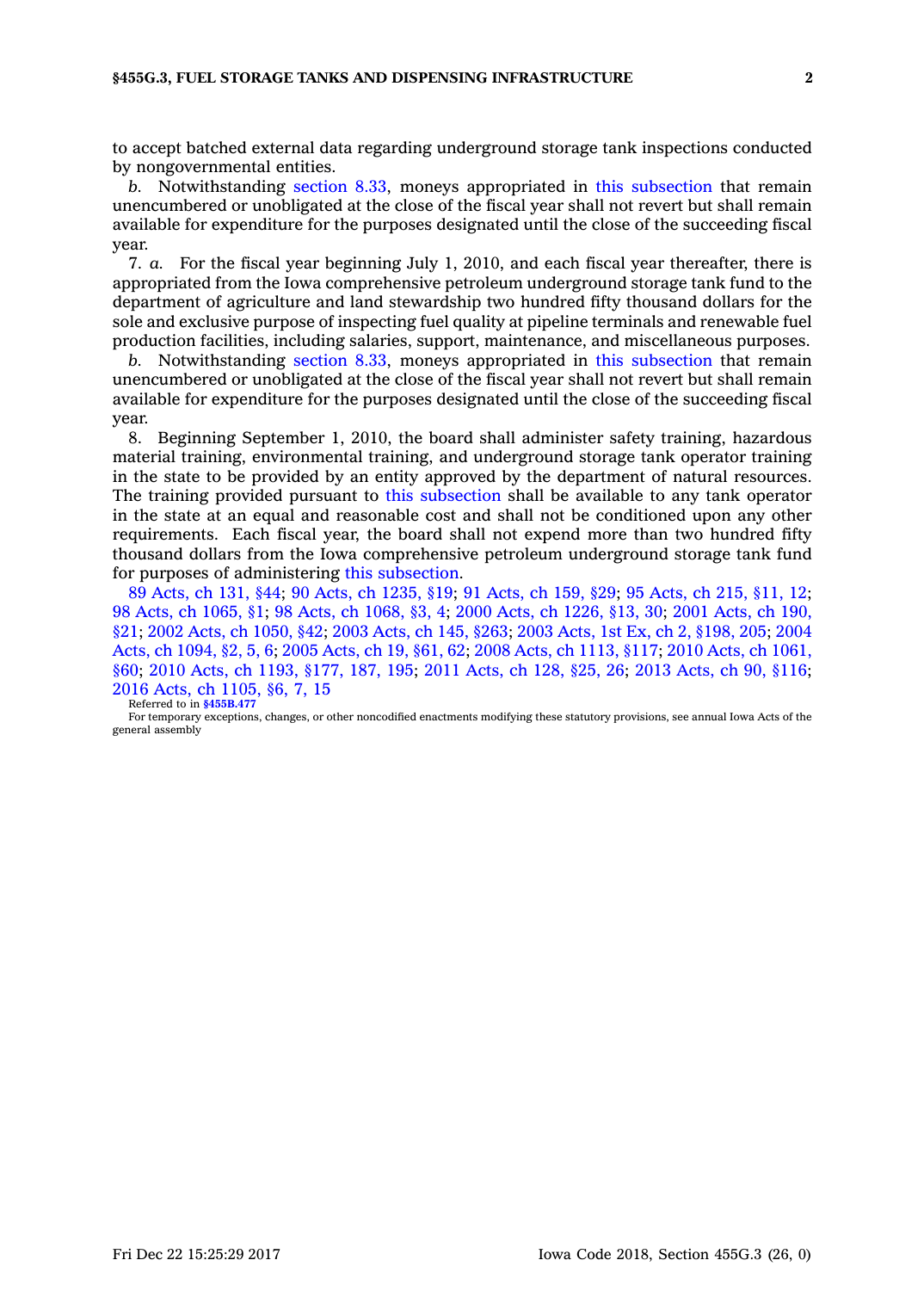to accept batched external data regarding underground storage tank inspections conducted by nongovernmental entities.

*b.* Notwithstanding section 8.33, moneys appropriated in this subsection that remain unencumbered or unobligated at the close of the fiscal year shall not revert but shall remain available for expenditure for the purposes designated until the close of the succeeding fiscal year.

7. *a.* For the fiscal year beginning July 1, 2010, and each fiscal year thereafter, there is appropriated from the Iowa comprehensive petroleum underground storage tank fund to the department of agriculture and land stewardship two hundred fifty thousand dollars for the sole and exclusive purpose of inspecting fuel quality at pipeline terminals and renewable fuel production facilities, including salaries, support, maintenance, and miscellaneous purposes.

*b.* Notwithstanding section 8.33, moneys appropriated in this subsection that remain unencumbered or unobligated at the close of the fiscal year shall not revert but shall remain available for expenditure for the purposes designated until the close of the succeeding fiscal year.

8. Beginning September 1, 2010, the board shall administer safety training, hazardous material training, environmental training, and underground storage tank operator training in the state to be provided by an entity approved by the department of natural resources. The training provided pursuant to this subsection shall be available to any tank operator in the state at an equal and reasonable cost and shall not be conditioned upon any other requirements. Each fiscal year, the board shall not expend more than two hundred fifty thousand dollars from the Iowa comprehensive petroleum underground storage tank fund for purposes of administering this subsection.

89 Acts, ch 131, §44; 90 Acts, ch 1235, §19; 91 Acts, ch 159, §29; 95 Acts, ch 215, §11, 12; 98 Acts, ch 1065, §1; 98 Acts, ch 1068, §3, 4; 2000 Acts, ch 1226, §13, 30; 2001 Acts, ch 190, §21; 2002 Acts, ch 1050, §42; 2003 Acts, ch 145, §263; 2003 Acts, 1st Ex, ch 2, §198, 205; 2004 Acts, ch 1094, §2, 5, 6; 2005 Acts, ch 19, §61, 62; 2008 Acts, ch 1113, §117; 2010 Acts, ch 1061, §60; 2010 Acts, ch 1193, §177, 187, 195; 2011 Acts, ch 128, §25, 26; 2013 Acts, ch 90, §116; 2016 Acts, ch 1105, §6, 7, 15

Referred to in **§455B.477**

For temporary exceptions, changes, or other noncodified enactments modifying these statutory provisions, see annual Iowa Acts of the general assembly